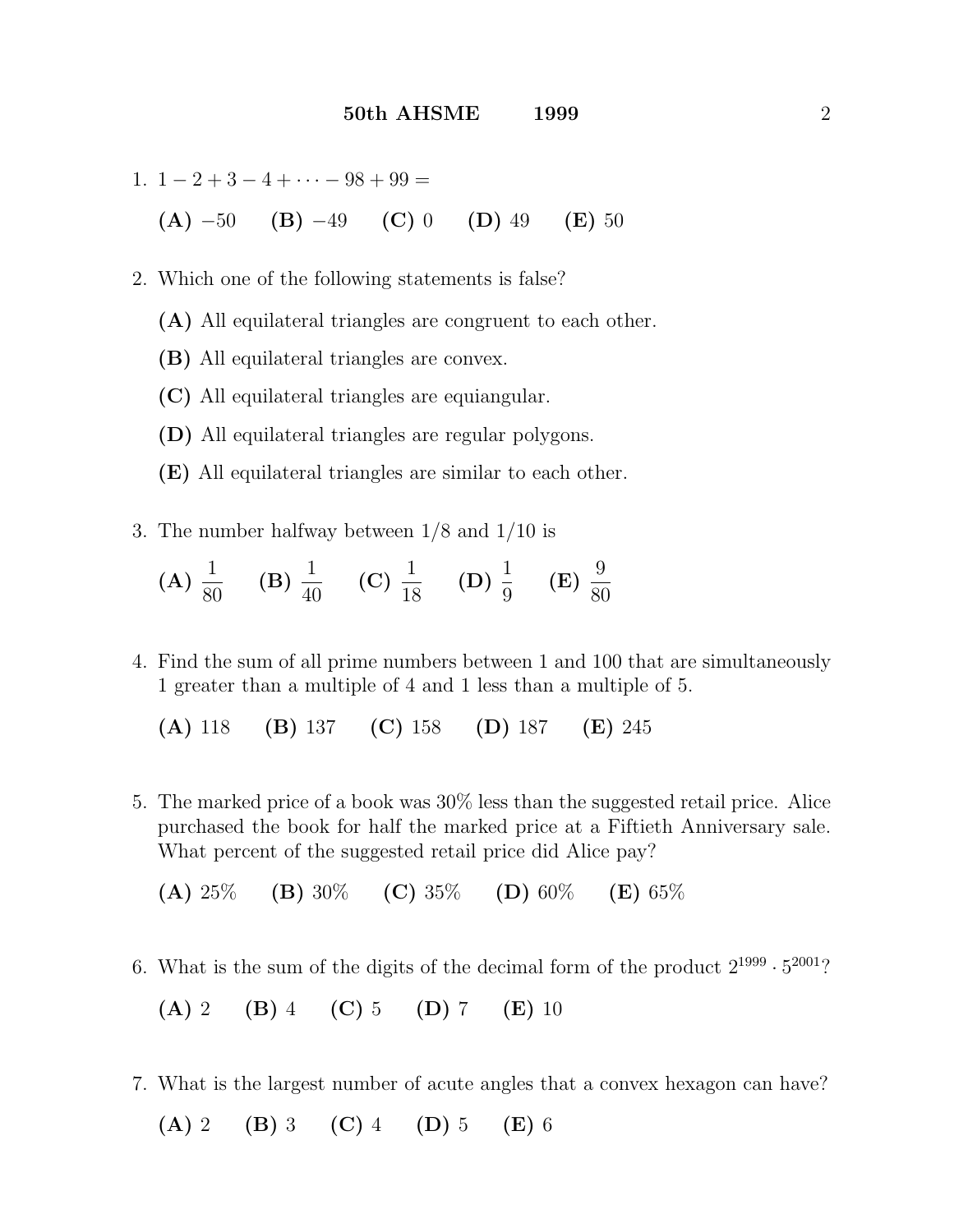1. $1 - 2 + 3 - 4 + \cdots - 98 + 99 =$

   **(A)** $-50$ **(B)** $-49$ **(C)** $0$ **(D)** $49$ **(E)** $50$

2. Which one of the following statements is false?

   **(A)** All equilateral triangles are congruent to each other.

   **(B)** All equilateral triangles are convex.

   **(C)** All equilateral triangles are equiangular.

   **(D)** All equilateral triangles are regular polygons.

   **(E)** All equilateral triangles are similar to each other.

3. The number halfway between $1/8$ and $1/10$ is

   **(A)** $\frac{1}{80}$ **(B)** $\frac{1}{40}$ **(C)** $\frac{1}{18}$ **(D)** $\frac{1}{9}$ **(E)** $\frac{9}{80}$

4. Find the sum of all prime numbers between 1 and 100 that are simultaneously 1 greater than a multiple of 4 and 1 less than a multiple of 5.

   **(A)** 118 **(B)** 137 **(C)** 158 **(D)** 187 **(E)** 245

5. The marked price of a book was 30% less than the suggested retail price. Alice purchased the book for half the marked price at a Fiftieth Anniversary sale. What percent of the suggested retail price did Alice pay?

   **(A)** 25% **(B)** 30% **(C)** 35% **(D)** 60% **(E)** 65%

6. What is the sum of the digits of the decimal form of the product $2^{1999} \cdot 5^{2001}$?

   **(A)** 2 **(B)** 4 **(C)** 5 **(D)** 7 **(E)** 10

7. What is the largest number of acute angles that a convex hexagon can have?

   **(A)** 2 **(B)** 3 **(C)** 4 **(D)** 5 **(E)** 6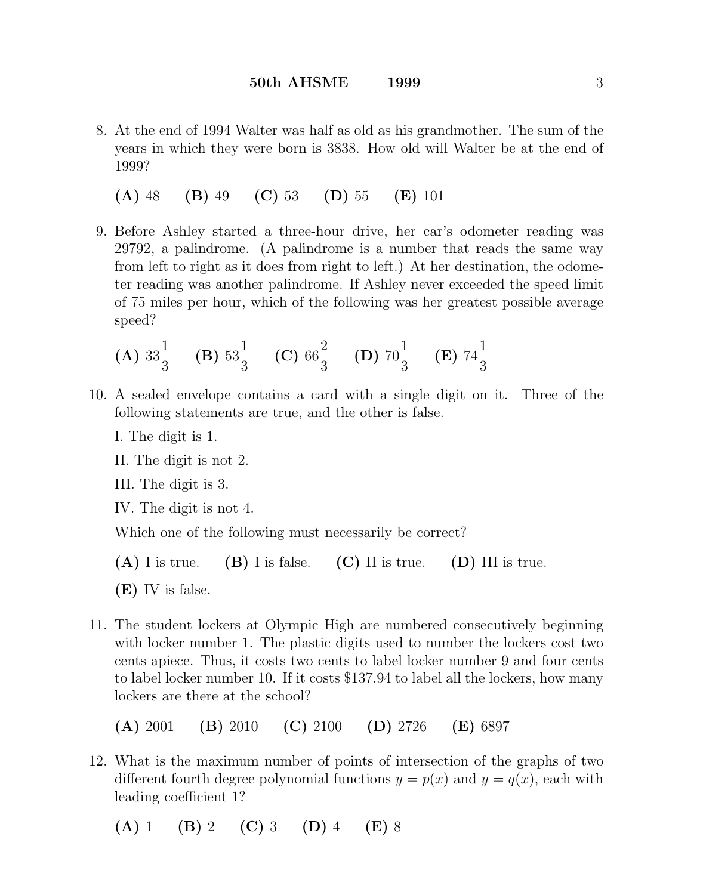8. At the end of 1994 Walter was half as old as his grandmother. The sum of the years in which they were born is 3838. How old will Walter be at the end of 1999?

   **(A)** 48 **(B)** 49 **(C)** 53 **(D)** 55 **(E)** 101

9. Before Ashley started a three-hour drive, her car's odometer reading was 29792, a palindrome. (A palindrome is a number that reads the same way from left to right as it does from right to left.) At her destination, the odometer reading was another palindrome. If Ashley never exceeded the speed limit of 75 miles per hour, which of the following was her greatest possible average speed?

   **(A)** $33\frac{1}{3}$ **(B)** $53\frac{1}{3}$ **(C)** $66\frac{2}{3}$ **(D)** $70\frac{1}{3}$ **(E)** $74\frac{1}{3}$

10. A sealed envelope contains a card with a single digit on it. Three of the following statements are true, and the other is false.

    I. The digit is 1.

    II. The digit is not 2.

    III. The digit is 3.

    IV. The digit is not 4.

    Which one of the following must necessarily be correct?

    **(A)** I is true. **(B)** I is false. **(C)** II is true. **(D)** III is true.

    **(E)** IV is false.

11. The student lockers at Olympic High are numbered consecutively beginning with locker number 1. The plastic digits used to number the lockers cost two cents apiece. Thus, it costs two cents to label locker number 9 and four cents to label locker number 10. If it costs $137.94 to label all the lockers, how many lockers are there at the school?

    **(A)** 2001 **(B)** 2010 **(C)** 2100 **(D)** 2726 **(E)** 6897

12. What is the maximum number of points of intersection of the graphs of two different fourth degree polynomial functions $y = p(x)$ and $y = q(x)$, each with leading coefficient 1?

    **(A)** 1 **(B)** 2 **(C)** 3 **(D)** 4 **(E)** 8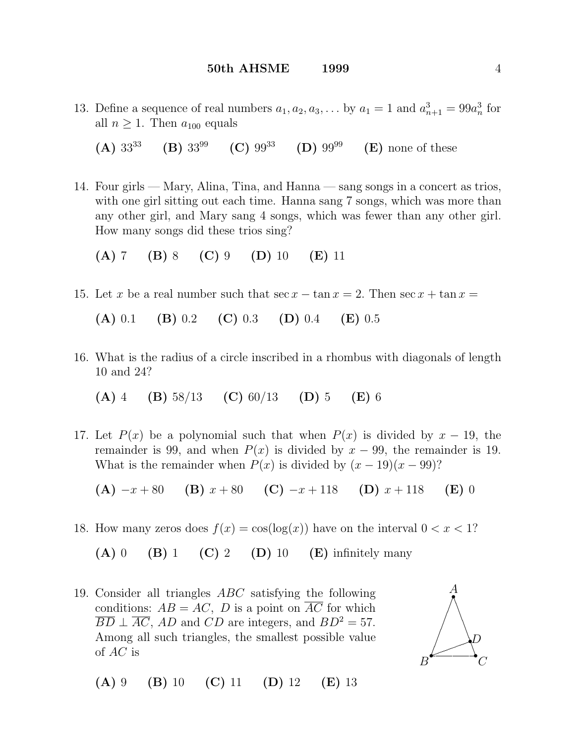13. Define a sequence of real numbers $a_1, a_2, a_3, \ldots$ by $a_1 = 1$ and $a_{n+1}^3 = 99a_n^3$ for all $n \geq 1$. Then $a_{100}$ equals

**(A)** $33^{33}$ **(B)** $33^{99}$ **(C)** $99^{33}$ **(D)** $99^{99}$ **(E)** none of these

14. Four girls — Mary, Alina, Tina, and Hanna — sang songs in a concert as trios, with one girl sitting out each time. Hanna sang 7 songs, which was more than any other girl, and Mary sang 4 songs, which was fewer than any other girl. How many songs did these trios sing?

**(A)** 7 **(B)** 8 **(C)** 9 **(D)** 10 **(E)** 11

15. Let $x$ be a real number such that $\sec x - \tan x = 2$. Then $\sec x + \tan x =$

**(A)** 0.1 **(B)** 0.2 **(C)** 0.3 **(D)** 0.4 **(E)** 0.5

16. What is the radius of a circle inscribed in a rhombus with diagonals of length 10 and 24?

**(A)** 4 **(B)** 58/13 **(C)** 60/13 **(D)** 5 **(E)** 6

17. Let $P(x)$ be a polynomial such that when $P(x)$ is divided by $x - 19$, the remainder is 99, and when $P(x)$ is divided by $x - 99$, the remainder is 19. What is the remainder when $P(x)$ is divided by $(x - 19)(x - 99)$?

**(A)** $-x + 80$ **(B)** $x + 80$ **(C)** $-x + 118$ **(D)** $x + 118$ **(E)** 0

18. How many zeros does $f(x) = \cos(\log(x))$ have on the interval $0 < x < 1$?

**(A)** 0 **(B)** 1 **(C)** 2 **(D)** 10 **(E)** infinitely many

19. Consider all triangles $ABC$ satisfying the following conditions: $AB = AC$, $D$ is a point on $\overline{AC}$ for which $\overline{BD} \perp \overline{AC}$, $AD$ and $CD$ are integers, and $BD^2 = 57$. Among all such triangles, the smallest possible value of $AC$ is

**(A)** 9 **(B)** 10 **(C)** 11 **(D)** 12 **(E)** 13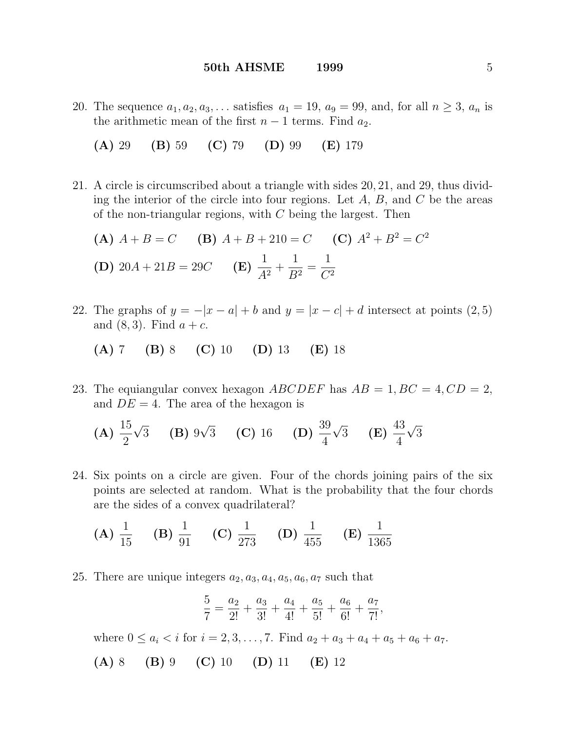20. The sequence $a_1, a_2, a_3, \ldots$ satisfies $a_1 = 19$, $a_9 = 99$, and, for all $n \geq 3$, $a_n$ is the arithmetic mean of the first $n - 1$ terms. Find $a_2$.

**(A)** 29 **(B)** 59 **(C)** 79 **(D)** 99 **(E)** 179

21. A circle is circumscribed about a triangle with sides 20, 21, and 29, thus dividing the interior of the circle into four regions. Let $A$, $B$, and $C$ be the areas of the non-triangular regions, with $C$ being the largest. Then

**(A)** $A + B = C$ **(B)** $A + B + 210 = C$ **(C)** $A^2 + B^2 = C^2$

**(D)** $20A + 21B = 29C$ **(E)** $\dfrac{1}{A^2} + \dfrac{1}{B^2} = \dfrac{1}{C^2}$

22. The graphs of $y = -|x - a| + b$ and $y = |x - c| + d$ intersect at points $(2, 5)$ and $(8, 3)$. Find $a + c$.

**(A)** 7 **(B)** 8 **(C)** 10 **(D)** 13 **(E)** 18

23. The equiangular convex hexagon $ABCDEF$ has $AB = 1, BC = 4, CD = 2$, and $DE = 4$. The area of the hexagon is

**(A)** $\dfrac{15}{2}\sqrt{3}$ **(B)** $9\sqrt{3}$ **(C)** 16 **(D)** $\dfrac{39}{4}\sqrt{3}$ **(E)** $\dfrac{43}{4}\sqrt{3}$

24. Six points on a circle are given. Four of the chords joining pairs of the six points are selected at random. What is the probability that the four chords are the sides of a convex quadrilateral?

**(A)** $\dfrac{1}{15}$ **(B)** $\dfrac{1}{91}$ **(C)** $\dfrac{1}{273}$ **(D)** $\dfrac{1}{455}$ **(E)** $\dfrac{1}{1365}$

25. There are unique integers $a_2, a_3, a_4, a_5, a_6, a_7$ such that

$$\frac{5}{7} = \frac{a_2}{2!} + \frac{a_3}{3!} + \frac{a_4}{4!} + \frac{a_5}{5!} + \frac{a_6}{6!} + \frac{a_7}{7!},$$

where $0 \leq a_i < i$ for $i = 2, 3, \ldots, 7$. Find $a_2 + a_3 + a_4 + a_5 + a_6 + a_7$.

**(A)** 8 **(B)** 9 **(C)** 10 **(D)** 11 **(E)** 12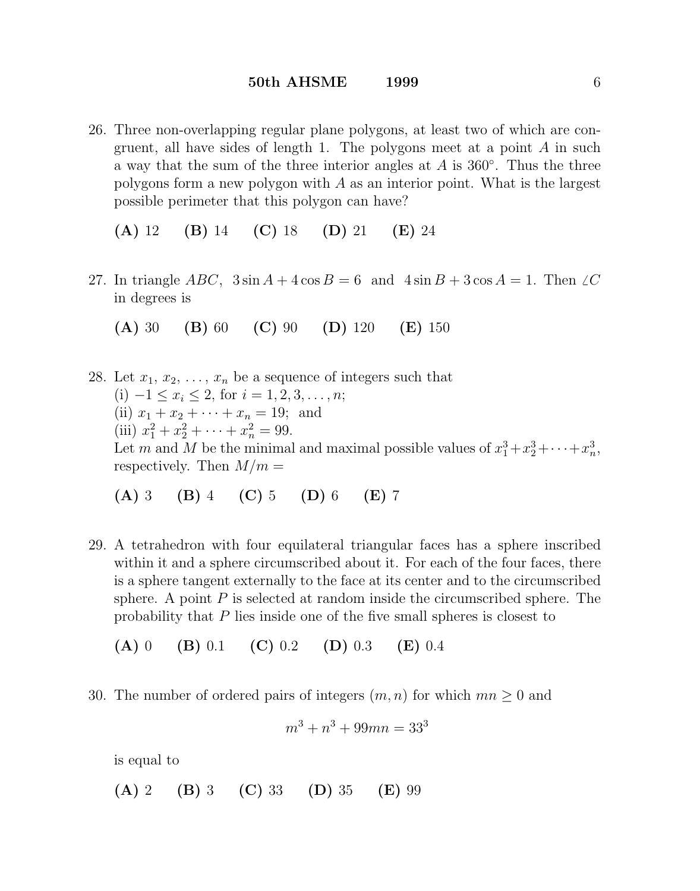26. Three non-overlapping regular plane polygons, at least two of which are congruent, all have sides of length 1. The polygons meet at a point $A$ in such a way that the sum of the three interior angles at $A$ is $360°$. Thus the three polygons form a new polygon with $A$ as an interior point. What is the largest possible perimeter that this polygon can have?

   **(A)** 12 **(B)** 14 **(C)** 18 **(D)** 21 **(E)** 24

27. In triangle $ABC$, $3\sin A + 4\cos B = 6$ and $4\sin B + 3\cos A = 1$. Then $\angle C$ in degrees is

   **(A)** 30 **(B)** 60 **(C)** 90 **(D)** 120 **(E)** 150

28. Let $x_1, x_2, \ldots, x_n$ be a sequence of integers such that
   (i) $-1 \le x_i \le 2$, for $i = 1, 2, 3, \ldots, n$;
   (ii) $x_1 + x_2 + \cdots + x_n = 19$; and
   (iii) $x_1^2 + x_2^2 + \cdots + x_n^2 = 99$.
   Let $m$ and $M$ be the minimal and maximal possible values of $x_1^3 + x_2^3 + \cdots + x_n^3$, respectively. Then $M/m =$

   **(A)** 3 **(B)** 4 **(C)** 5 **(D)** 6 **(E)** 7

29. A tetrahedron with four equilateral triangular faces has a sphere inscribed within it and a sphere circumscribed about it. For each of the four faces, there is a sphere tangent externally to the face at its center and to the circumscribed sphere. A point $P$ is selected at random inside the circumscribed sphere. The probability that $P$ lies inside one of the five small spheres is closest to

   **(A)** 0 **(B)** 0.1 **(C)** 0.2 **(D)** 0.3 **(E)** 0.4

30. The number of ordered pairs of integers $(m, n)$ for which $mn \ge 0$ and

$$m^3 + n^3 + 99mn = 33^3$$

   is equal to

   **(A)** 2 **(B)** 3 **(C)** 33 **(D)** 35 **(E)** 99